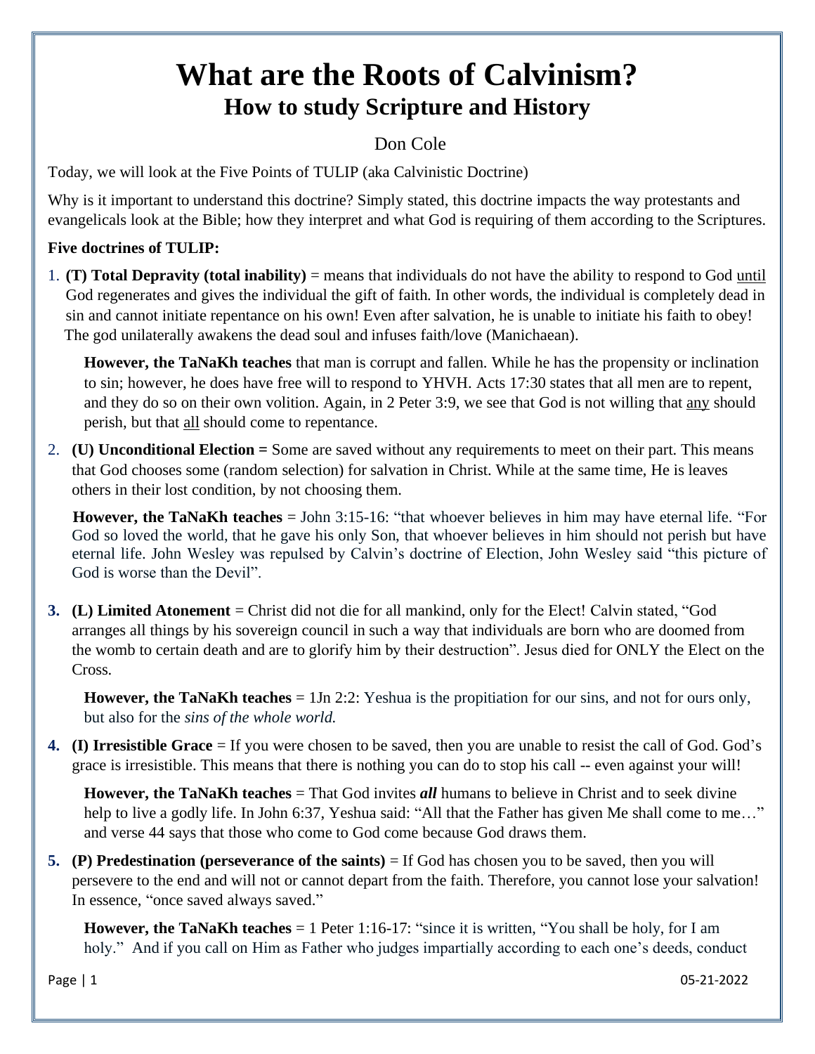# What are the Roots of Calvinism?

## How to study Scripture and History

Don Cole

Today, we will look at the Five Points of TULIP (aka Calvinistic Doctrine)

Why is it important to understand this doctrine? Simply stated, this doctrine impacts the way protestants and evangelicals look at the Bible; how they interpret and what God is requiring of them according to the Scriptures.

**Five doctrines of TULIP:**

1. **(T) Total Depravity (total inability)** = means that individuals do not have the ability to respond to God <u>until</u> God regenerates and gives the individual the gift of faith. In other words, the individual is completely dead in sin and cannot initiate repentance on his own! Even after salvation, he is unable to initiate his faith to obey! The god unilaterally awakens the dead soul and infuses faith/love (Manichaean).

   **However, the TaNaKh teaches** that man is corrupt and fallen. While he has the propensity or inclination to sin; however, he does have free will to respond to YHVH. Acts 17:30 states that all men are to repent, and they do so on their own volition. Again, in 2 Peter 3:9, we see that God is not willing that <u>any</u> should perish, but that <u>all</u> should come to repentance.

2. **(U) Unconditional Election =** Some are saved without any requirements to meet on their part. This means that God chooses some (random selection) for salvation in Christ. While at the same time, He is leaves others in their lost condition, by not choosing them.

   **However, the TaNaKh teaches** = John 3:15-16: "that whoever believes in him may have eternal life. "For God so loved the world, that he gave his only Son, that whoever believes in him should not perish but have eternal life. John Wesley was repulsed by Calvin's doctrine of Election, John Wesley said "this picture of God is worse than the Devil".

3. **(L) Limited Atonement** = Christ did not die for all mankind, only for the Elect! Calvin stated, "God arranges all things by his sovereign council in such a way that individuals are born who are doomed from the womb to certain death and are to glorify him by their destruction". Jesus died for ONLY the Elect on the Cross.

   **However, the TaNaKh teaches** = 1Jn 2:2: Yeshua is the propitiation for our sins, and not for ours only, but also for the *sins of the whole world.*

4. **(I) Irresistible Grace** = If you were chosen to be saved, then you are unable to resist the call of God. God's grace is irresistible. This means that there is nothing you can do to stop his call -- even against your will!

   **However, the TaNaKh teaches** = That God invites ***all*** humans to believe in Christ and to seek divine help to live a godly life. In John 6:37, Yeshua said: "All that the Father has given Me shall come to me…" and verse 44 says that those who come to God come because God draws them.

5. **(P) Predestination (perseverance of the saints)** = If God has chosen you to be saved, then you will persevere to the end and will not or cannot depart from the faith. Therefore, you cannot lose your salvation! In essence, "once saved always saved."

   **However, the TaNaKh teaches** = 1 Peter 1:16-17: "since it is written, "You shall be holy, for I am holy." And if you call on Him as Father who judges impartially according to each one's deeds, conduct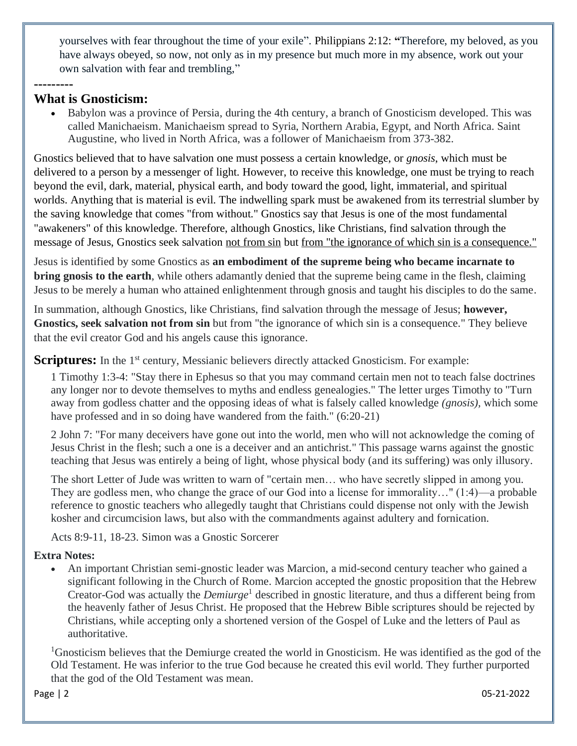yourselves with fear throughout the time of your exile". Philippians 2:12: **"**Therefore, my beloved, as you have always obeyed, so now, not only as in my presence but much more in my absence, work out your own salvation with fear and trembling,"

---------

## What is Gnosticism:

- Babylon was a province of Persia, during the 4th century, a branch of Gnosticism developed. This was called Manichaeism. Manichaeism spread to Syria, Northern Arabia, Egypt, and North Africa. Saint Augustine, who lived in North Africa, was a follower of Manichaeism from 373-382.

Gnostics believed that to have salvation one must possess a certain knowledge, or *gnosis*, which must be delivered to a person by a messenger of light. However, to receive this knowledge, one must be trying to reach beyond the evil, dark, material, physical earth, and body toward the good, light, immaterial, and spiritual worlds. Anything that is material is evil. The indwelling spark must be awakened from its terrestrial slumber by the saving knowledge that comes "from without." Gnostics say that Jesus is one of the most fundamental "awakeners" of this knowledge. Therefore, although Gnostics, like Christians, find salvation through the message of Jesus, Gnostics seek salvation <u>not from sin</u> but <u>from "the ignorance of which sin is a consequence."</u>

Jesus is identified by some Gnostics as **an embodiment of the supreme being who became incarnate to bring gnosis to the earth**, while others adamantly denied that the supreme being came in the flesh, claiming Jesus to be merely a human who attained enlightenment through gnosis and taught his disciples to do the same.

In summation, although Gnostics, like Christians, find salvation through the message of Jesus; **however, Gnostics, seek salvation not from sin** but from "the ignorance of which sin is a consequence." They believe that the evil creator God and his angels cause this ignorance.

**Scriptures:** In the 1st century, Messianic believers directly attacked Gnosticism. For example:

1 Timothy 1:3-4: "Stay there in Ephesus so that you may command certain men not to teach false doctrines any longer nor to devote themselves to myths and endless genealogies." The letter urges Timothy to "Turn away from godless chatter and the opposing ideas of what is falsely called knowledge *(gnosis)*, which some have professed and in so doing have wandered from the faith." (6:20-21)

2 John 7: "For many deceivers have gone out into the world, men who will not acknowledge the coming of Jesus Christ in the flesh; such a one is a deceiver and an antichrist." This passage warns against the gnostic teaching that Jesus was entirely a being of light, whose physical body (and its suffering) was only illusory.

The short Letter of Jude was written to warn of "certain men… who have secretly slipped in among you. They are godless men, who change the grace of our God into a license for immorality…" (1:4)—a probable reference to gnostic teachers who allegedly taught that Christians could dispense not only with the Jewish kosher and circumcision laws, but also with the commandments against adultery and fornication.

Acts 8:9-11, 18-23. Simon was a Gnostic Sorcerer

**Extra Notes:**

- An important Christian semi-gnostic leader was Marcion, a mid-second century teacher who gained a significant following in the Church of Rome. Marcion accepted the gnostic proposition that the Hebrew Creator-God was actually the *Demiurge*[1] described in gnostic literature, and thus a different being from the heavenly father of Jesus Christ. He proposed that the Hebrew Bible scriptures should be rejected by Christians, while accepting only a shortened version of the Gospel of Luke and the letters of Paul as authoritative.

[1]Gnosticism believes that the Demiurge created the world in Gnosticism. He was identified as the god of the Old Testament. He was inferior to the true God because he created this evil world. They further purported that the god of the Old Testament was mean.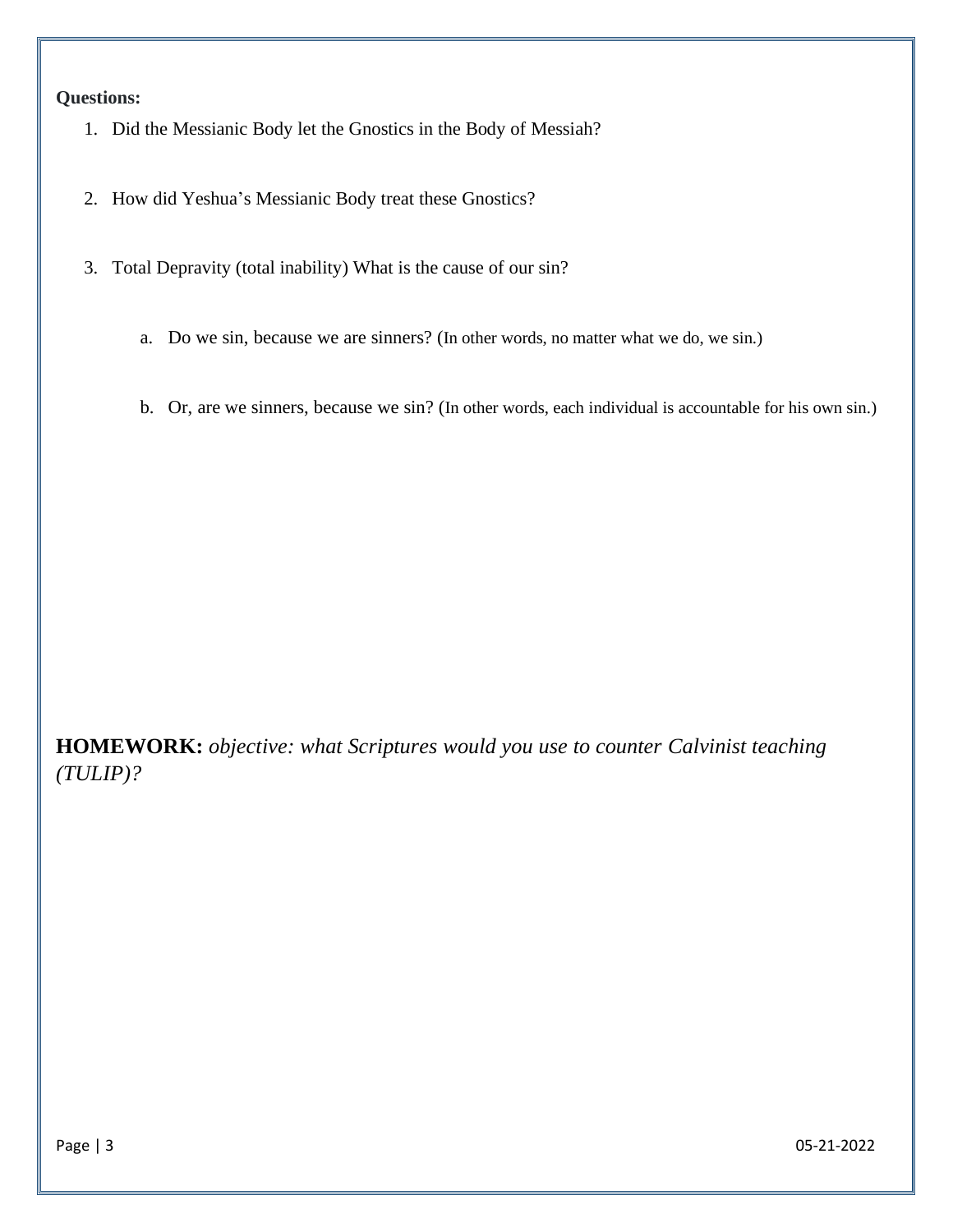**Questions:**

1. Did the Messianic Body let the Gnostics in the Body of Messiah?

2. How did Yeshua's Messianic Body treat these Gnostics?

3. Total Depravity (total inability) What is the cause of our sin?

    a. Do we sin, because we are sinners? (In other words, no matter what we do, we sin.)

    b. Or, are we sinners, because we sin? (In other words, each individual is accountable for his own sin.)

**HOMEWORK:** *objective: what Scriptures would you use to counter Calvinist teaching (TULIP)?*